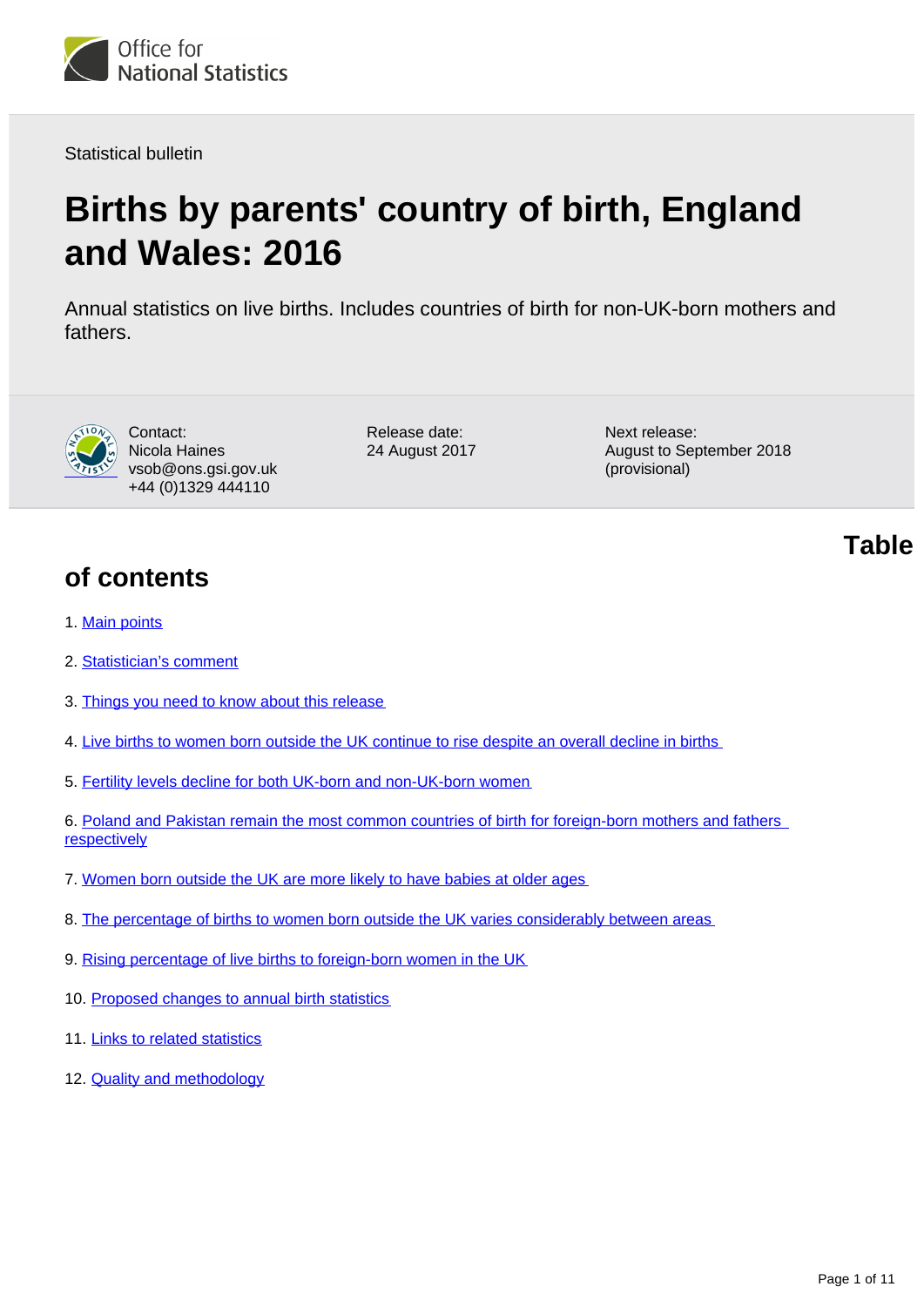Office for National Statistics

Statistical bulletin

# Births by parents' country of birth, England and Wales: 2016

Annual statistics on live births. Includes countries of birth for non-UK-born mothers and fathers.

Contact:
Nicola Haines
vsob@ons.gsi.gov.uk
+44 (0)1329 444110

Release date:
24 August 2017

Next release:
August to September 2018 (provisional)

## Table of contents

1. Main points
2. Statistician's comment
3. Things you need to know about this release
4. Live births to women born outside the UK continue to rise despite an overall decline in births
5. Fertility levels decline for both UK-born and non-UK-born women
6. Poland and Pakistan remain the most common countries of birth for foreign-born mothers and fathers respectively
7. Women born outside the UK are more likely to have babies at older ages
8. The percentage of births to women born outside the UK varies considerably between areas
9. Rising percentage of live births to foreign-born women in the UK
10. Proposed changes to annual birth statistics
11. Links to related statistics
12. Quality and methodology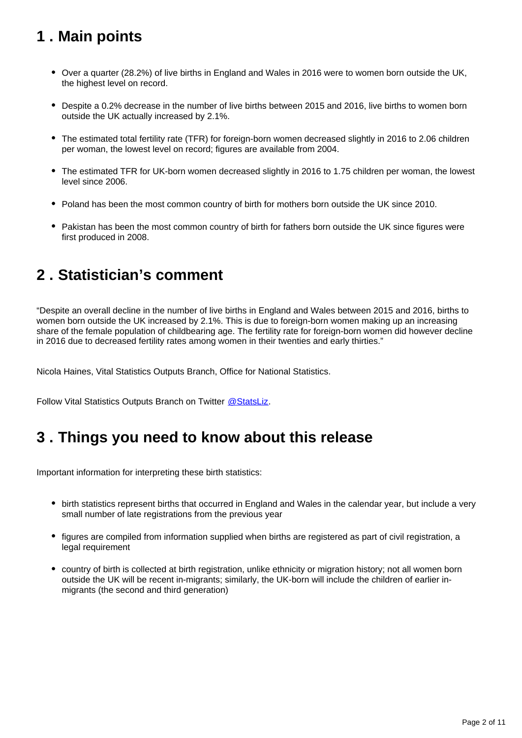## 1 . Main points

- Over a quarter (28.2%) of live births in England and Wales in 2016 were to women born outside the UK, the highest level on record.
- Despite a 0.2% decrease in the number of live births between 2015 and 2016, live births to women born outside the UK actually increased by 2.1%.
- The estimated total fertility rate (TFR) for foreign-born women decreased slightly in 2016 to 2.06 children per woman, the lowest level on record; figures are available from 2004.
- The estimated TFR for UK-born women decreased slightly in 2016 to 1.75 children per woman, the lowest level since 2006.
- Poland has been the most common country of birth for mothers born outside the UK since 2010.
- Pakistan has been the most common country of birth for fathers born outside the UK since figures were first produced in 2008.

## 2 . Statistician's comment

"Despite an overall decline in the number of live births in England and Wales between 2015 and 2016, births to women born outside the UK increased by 2.1%. This is due to foreign-born women making up an increasing share of the female population of childbearing age. The fertility rate for foreign-born women did however decline in 2016 due to decreased fertility rates among women in their twenties and early thirties."

Nicola Haines, Vital Statistics Outputs Branch, Office for National Statistics.

Follow Vital Statistics Outputs Branch on Twitter @StatsLiz.

## 3 . Things you need to know about this release

Important information for interpreting these birth statistics:

- birth statistics represent births that occurred in England and Wales in the calendar year, but include a very small number of late registrations from the previous year
- figures are compiled from information supplied when births are registered as part of civil registration, a legal requirement
- country of birth is collected at birth registration, unlike ethnicity or migration history; not all women born outside the UK will be recent in-migrants; similarly, the UK-born will include the children of earlier in-migrants (the second and third generation)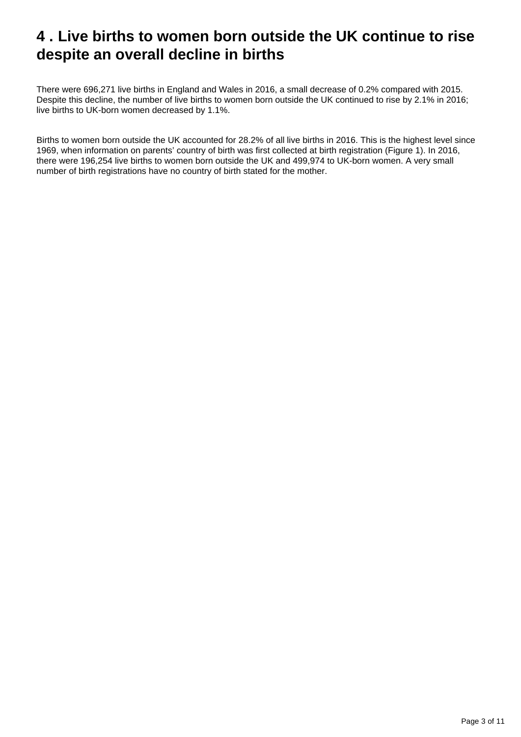# 4 . Live births to women born outside the UK continue to rise despite an overall decline in births

There were 696,271 live births in England and Wales in 2016, a small decrease of 0.2% compared with 2015. Despite this decline, the number of live births to women born outside the UK continued to rise by 2.1% in 2016; live births to UK-born women decreased by 1.1%.

Births to women born outside the UK accounted for 28.2% of all live births in 2016. This is the highest level since 1969, when information on parents' country of birth was first collected at birth registration (Figure 1). In 2016, there were 196,254 live births to women born outside the UK and 499,974 to UK-born women. A very small number of birth registrations have no country of birth stated for the mother.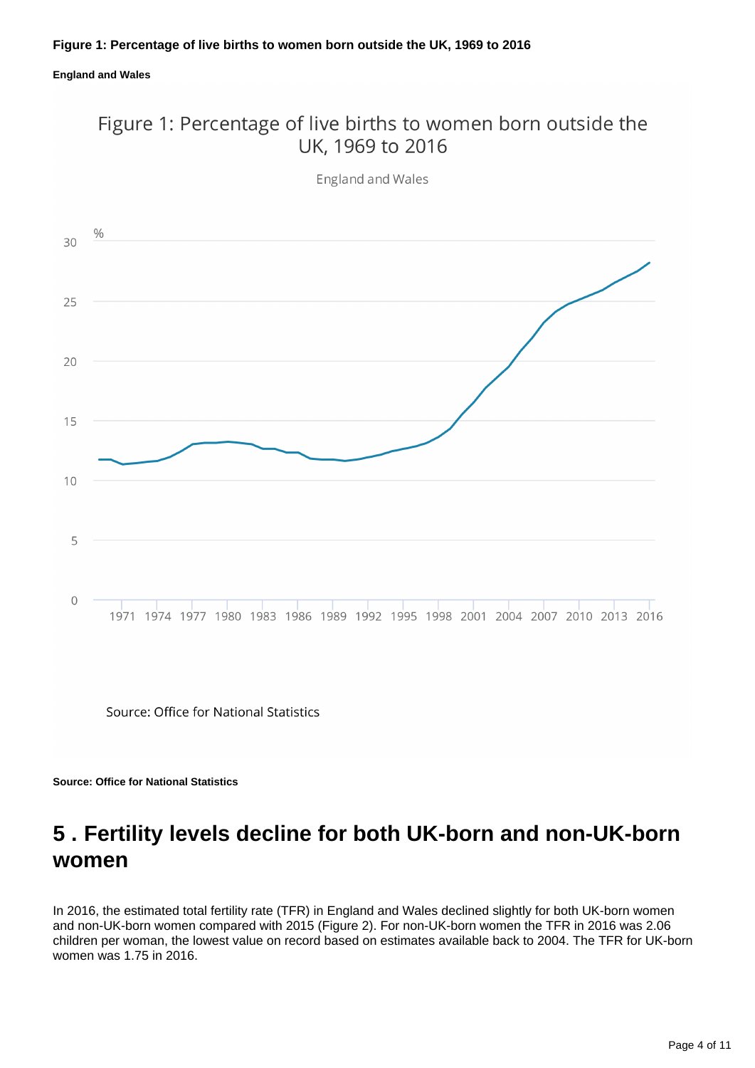**Figure 1: Percentage of live births to women born outside the UK, 1969 to 2016**

**England and Wales**

**Source: Office for National Statistics**

## 5 . Fertility levels decline for both UK-born and non-UK-born women

In 2016, the estimated total fertility rate (TFR) in England and Wales declined slightly for both UK-born women and non-UK-born women compared with 2015 (Figure 2). For non-UK-born women the TFR in 2016 was 2.06 children per woman, the lowest value on record based on estimates available back to 2004. The TFR for UK-born women was 1.75 in 2016.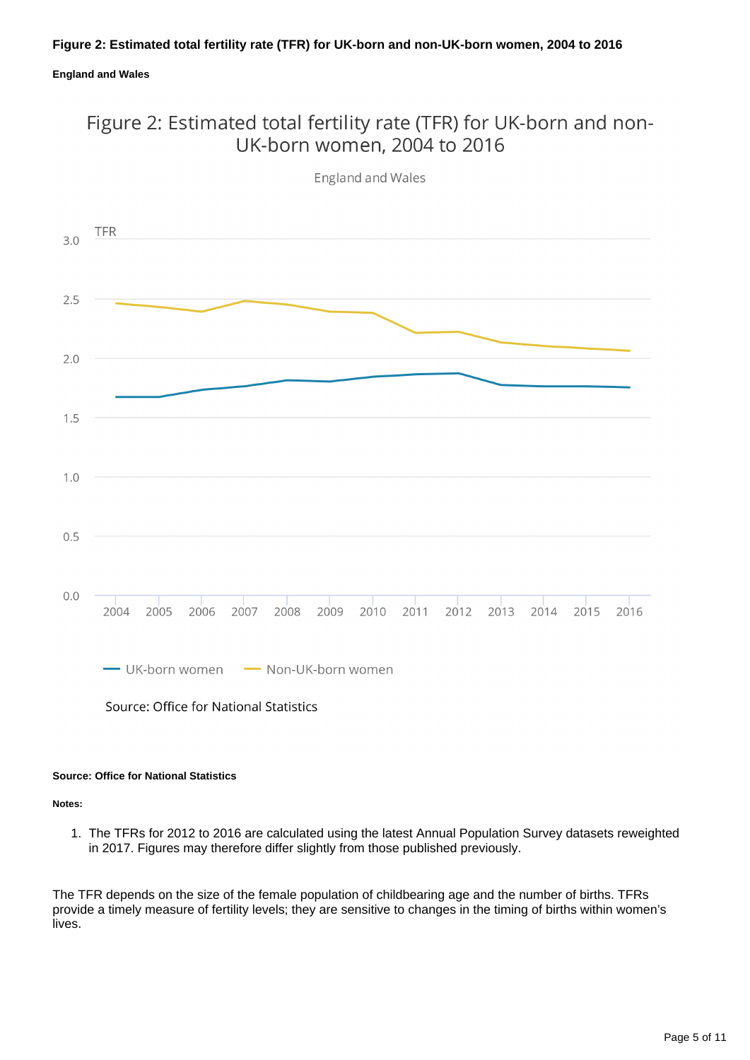**Figure 2: Estimated total fertility rate (TFR) for UK-born and non-UK-born women, 2004 to 2016**

**England and Wales**

**Source: Office for National Statistics**

**Notes:**

1. The TFRs for 2012 to 2016 are calculated using the latest Annual Population Survey datasets reweighted in 2017. Figures may therefore differ slightly from those published previously.

The TFR depends on the size of the female population of childbearing age and the number of births. TFRs provide a timely measure of fertility levels; they are sensitive to changes in the timing of births within women's lives.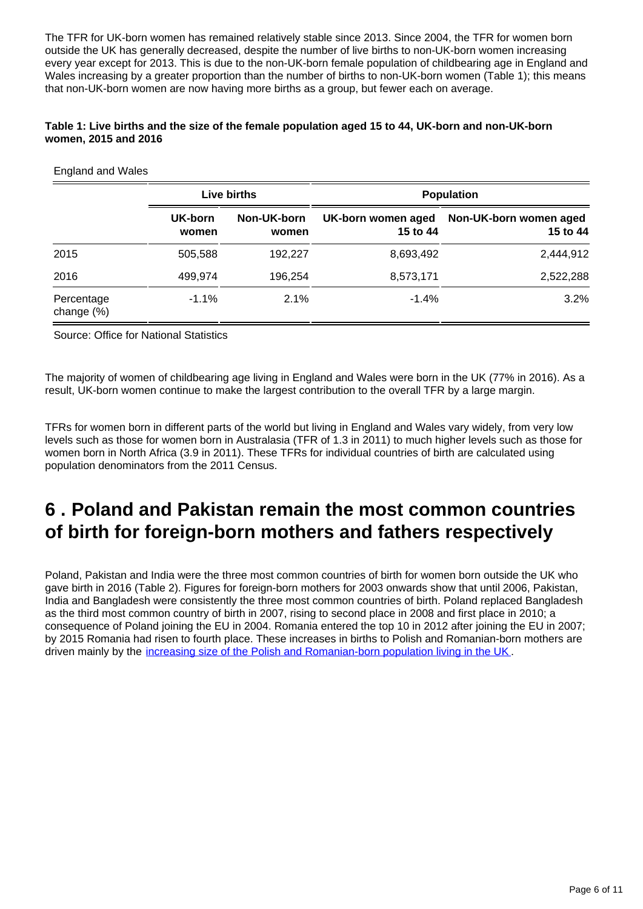The TFR for UK-born women has remained relatively stable since 2013. Since 2004, the TFR for women born outside the UK has generally decreased, despite the number of live births to non-UK-born women increasing every year except for 2013. This is due to the non-UK-born female population of childbearing age in England and Wales increasing by a greater proportion than the number of births to non-UK-born women (Table 1); this means that non-UK-born women are now having more births as a group, but fewer each on average.

**Table 1: Live births and the size of the female population aged 15 to 44, UK-born and non-UK-born women, 2015 and 2016**

England and Wales

| | Live births | | Population | |
|---|---|---|---|---|
| | UK-born women | Non-UK-born women | UK-born women aged 15 to 44 | Non-UK-born women aged 15 to 44 |
| 2015 | 505,588 | 192,227 | 8,693,492 | 2,444,912 |
| 2016 | 499,974 | 196,254 | 8,573,171 | 2,522,288 |
| Percentage change (%) | -1.1% | 2.1% | -1.4% | 3.2% |

Source: Office for National Statistics

The majority of women of childbearing age living in England and Wales were born in the UK (77% in 2016). As a result, UK-born women continue to make the largest contribution to the overall TFR by a large margin.

TFRs for women born in different parts of the world but living in England and Wales vary widely, from very low levels such as those for women born in Australasia (TFR of 1.3 in 2011) to much higher levels such as those for women born in North Africa (3.9 in 2011). These TFRs for individual countries of birth are calculated using population denominators from the 2011 Census.

# 6 . Poland and Pakistan remain the most common countries of birth for foreign-born mothers and fathers respectively

Poland, Pakistan and India were the three most common countries of birth for women born outside the UK who gave birth in 2016 (Table 2). Figures for foreign-born mothers for 2003 onwards show that until 2006, Pakistan, India and Bangladesh were consistently the three most common countries of birth. Poland replaced Bangladesh as the third most common country of birth in 2007, rising to second place in 2008 and first place in 2010; a consequence of Poland joining the EU in 2004. Romania entered the top 10 in 2012 after joining the EU in 2007; by 2015 Romania had risen to fourth place. These increases in births to Polish and Romanian-born mothers are driven mainly by the increasing size of the Polish and Romanian-born population living in the UK.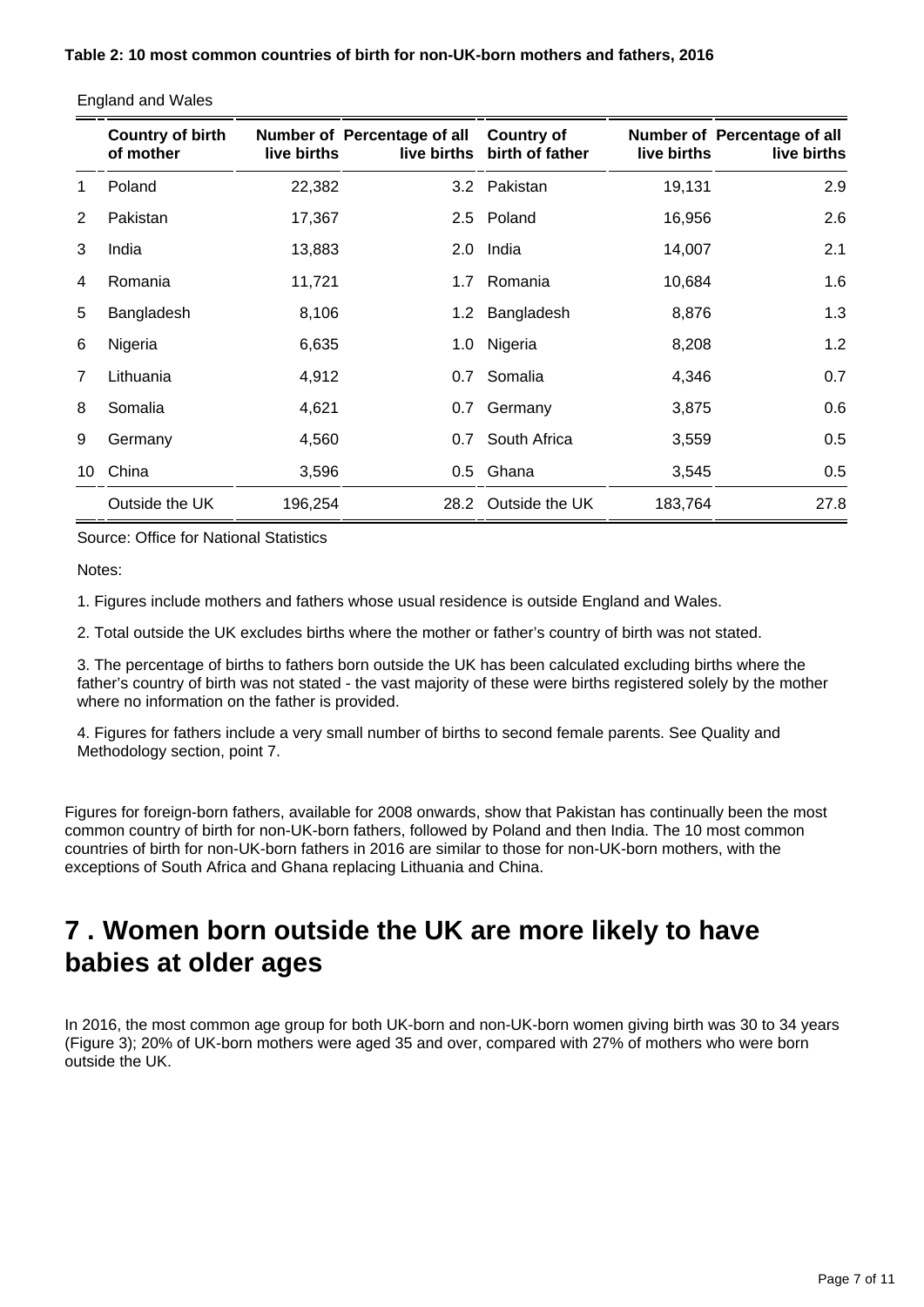**Table 2: 10 most common countries of birth for non-UK-born mothers and fathers, 2016**

England and Wales

| | Country of birth of mother | Number of live births | Percentage of all live births | Country of birth of father | Number of live births | Percentage of all live births |
|---|---|---|---|---|---|---|
| 1 | Poland | 22,382 | 3.2 | Pakistan | 19,131 | 2.9 |
| 2 | Pakistan | 17,367 | 2.5 | Poland | 16,956 | 2.6 |
| 3 | India | 13,883 | 2.0 | India | 14,007 | 2.1 |
| 4 | Romania | 11,721 | 1.7 | Romania | 10,684 | 1.6 |
| 5 | Bangladesh | 8,106 | 1.2 | Bangladesh | 8,876 | 1.3 |
| 6 | Nigeria | 6,635 | 1.0 | Nigeria | 8,208 | 1.2 |
| 7 | Lithuania | 4,912 | 0.7 | Somalia | 4,346 | 0.7 |
| 8 | Somalia | 4,621 | 0.7 | Germany | 3,875 | 0.6 |
| 9 | Germany | 4,560 | 0.7 | South Africa | 3,559 | 0.5 |
| 10 | China | 3,596 | 0.5 | Ghana | 3,545 | 0.5 |
| | Outside the UK | 196,254 | 28.2 | Outside the UK | 183,764 | 27.8 |

Source: Office for National Statistics

Notes:

1. Figures include mothers and fathers whose usual residence is outside England and Wales.

2. Total outside the UK excludes births where the mother or father's country of birth was not stated.

3. The percentage of births to fathers born outside the UK has been calculated excluding births where the father's country of birth was not stated - the vast majority of these were births registered solely by the mother where no information on the father is provided.

4. Figures for fathers include a very small number of births to second female parents. See Quality and Methodology section, point 7.

Figures for foreign-born fathers, available for 2008 onwards, show that Pakistan has continually been the most common country of birth for non-UK-born fathers, followed by Poland and then India. The 10 most common countries of birth for non-UK-born fathers in 2016 are similar to those for non-UK-born mothers, with the exceptions of South Africa and Ghana replacing Lithuania and China.

## 7 . Women born outside the UK are more likely to have babies at older ages

In 2016, the most common age group for both UK-born and non-UK-born women giving birth was 30 to 34 years (Figure 3); 20% of UK-born mothers were aged 35 and over, compared with 27% of mothers who were born outside the UK.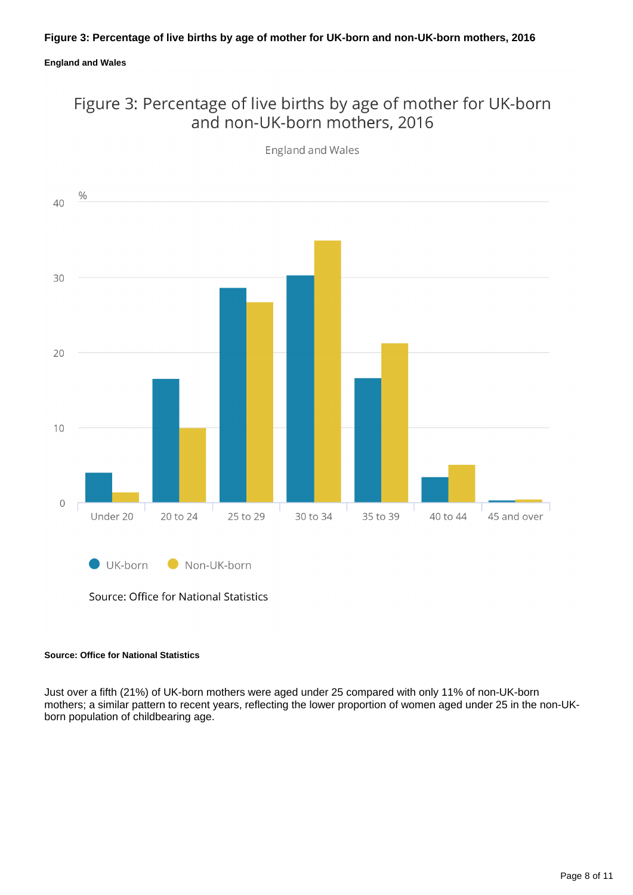**Figure 3: Percentage of live births by age of mother for UK-born and non-UK-born mothers, 2016**

**England and Wales**

**Source: Office for National Statistics**

Just over a fifth (21%) of UK-born mothers were aged under 25 compared with only 11% of non-UK-born mothers; a similar pattern to recent years, reflecting the lower proportion of women aged under 25 in the non-UK-born population of childbearing age.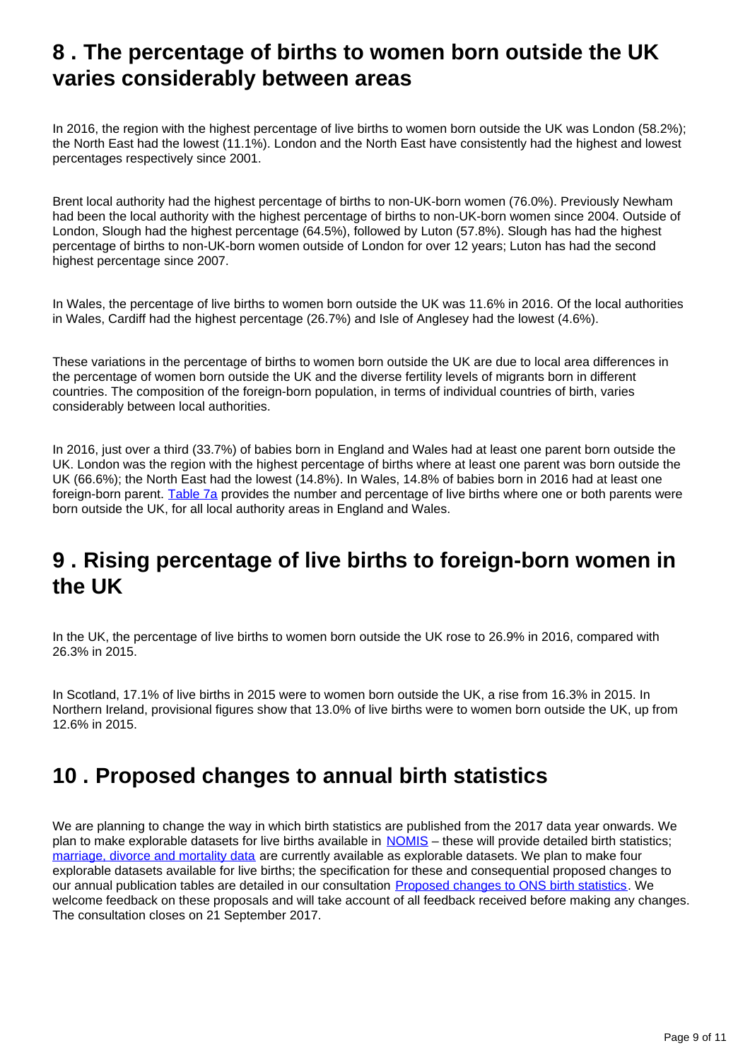## 8 . The percentage of births to women born outside the UK varies considerably between areas

In 2016, the region with the highest percentage of live births to women born outside the UK was London (58.2%); the North East had the lowest (11.1%). London and the North East have consistently had the highest and lowest percentages respectively since 2001.

Brent local authority had the highest percentage of births to non-UK-born women (76.0%). Previously Newham had been the local authority with the highest percentage of births to non-UK-born women since 2004. Outside of London, Slough had the highest percentage (64.5%), followed by Luton (57.8%). Slough has had the highest percentage of births to non-UK-born women outside of London for over 12 years; Luton has had the second highest percentage since 2007.

In Wales, the percentage of live births to women born outside the UK was 11.6% in 2016. Of the local authorities in Wales, Cardiff had the highest percentage (26.7%) and Isle of Anglesey had the lowest (4.6%).

These variations in the percentage of births to women born outside the UK are due to local area differences in the percentage of women born outside the UK and the diverse fertility levels of migrants born in different countries. The composition of the foreign-born population, in terms of individual countries of birth, varies considerably between local authorities.

In 2016, just over a third (33.7%) of babies born in England and Wales had at least one parent born outside the UK. London was the region with the highest percentage of births where at least one parent was born outside the UK (66.6%); the North East had the lowest (14.8%). In Wales, 14.8% of babies born in 2016 had at least one foreign-born parent. [Table 7a](#) provides the number and percentage of live births where one or both parents were born outside the UK, for all local authority areas in England and Wales.

## 9 . Rising percentage of live births to foreign-born women in the UK

In the UK, the percentage of live births to women born outside the UK rose to 26.9% in 2016, compared with 26.3% in 2015.

In Scotland, 17.1% of live births in 2015 were to women born outside the UK, a rise from 16.3% in 2015. In Northern Ireland, provisional figures show that 13.0% of live births were to women born outside the UK, up from 12.6% in 2015.

## 10 . Proposed changes to annual birth statistics

We are planning to change the way in which birth statistics are published from the 2017 data year onwards. We plan to make explorable datasets for live births available in [NOMIS](#) – these will provide detailed birth statistics; [marriage, divorce and mortality data](#) are currently available as explorable datasets. We plan to make four explorable datasets available for live births; the specification for these and consequential proposed changes to our annual publication tables are detailed in our consultation [Proposed changes to ONS birth statistics](#). We welcome feedback on these proposals and will take account of all feedback received before making any changes. The consultation closes on 21 September 2017.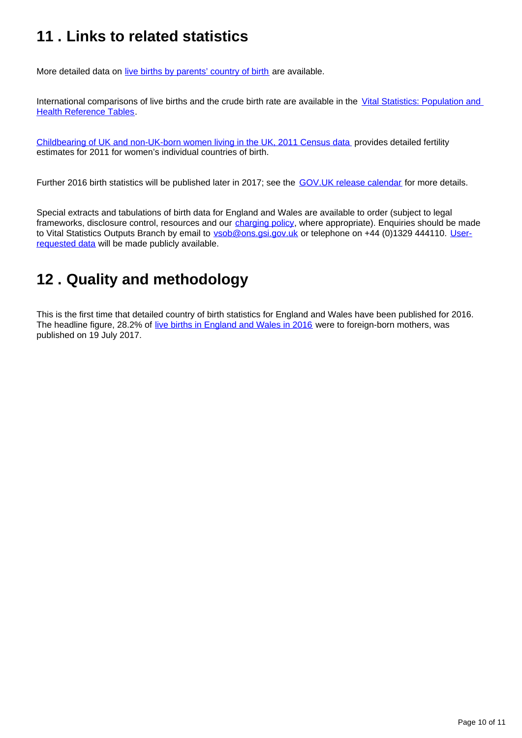## 11 . Links to related statistics

More detailed data on live births by parents' country of birth are available.

International comparisons of live births and the crude birth rate are available in the Vital Statistics: Population and Health Reference Tables.

Childbearing of UK and non-UK-born women living in the UK, 2011 Census data provides detailed fertility estimates for 2011 for women's individual countries of birth.

Further 2016 birth statistics will be published later in 2017; see the GOV.UK release calendar for more details.

Special extracts and tabulations of birth data for England and Wales are available to order (subject to legal frameworks, disclosure control, resources and our charging policy, where appropriate). Enquiries should be made to Vital Statistics Outputs Branch by email to vsob@ons.gsi.gov.uk or telephone on +44 (0)1329 444110. User-requested data will be made publicly available.

## 12 . Quality and methodology

This is the first time that detailed country of birth statistics for England and Wales have been published for 2016. The headline figure, 28.2% of live births in England and Wales in 2016 were to foreign-born mothers, was published on 19 July 2017.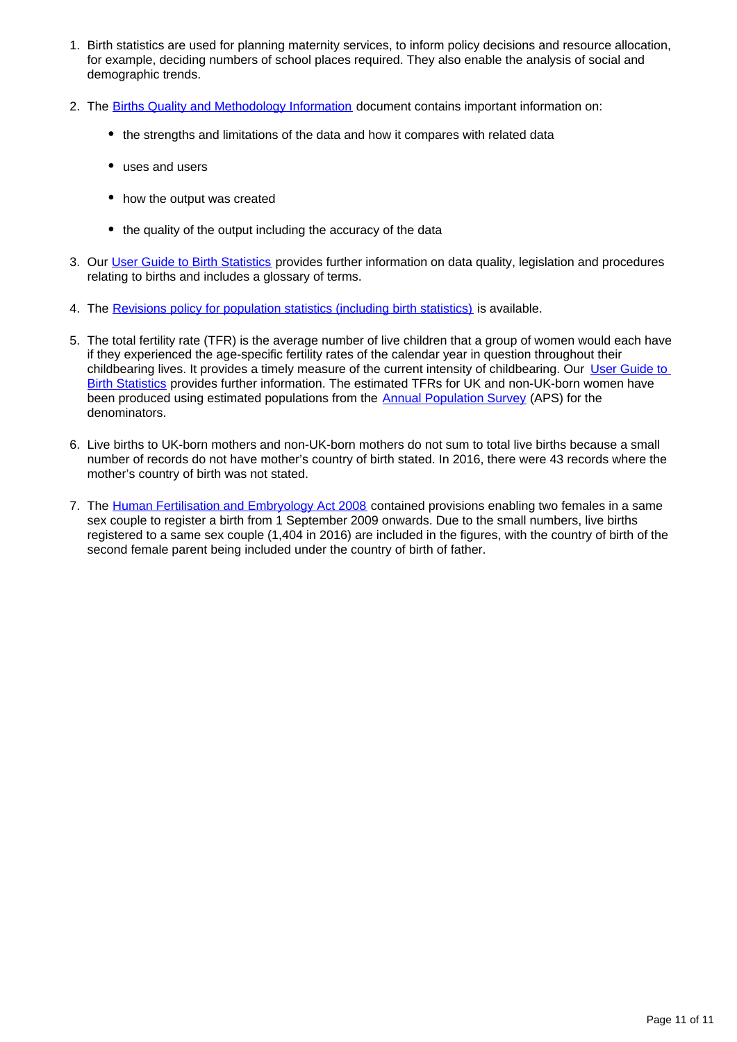1. Birth statistics are used for planning maternity services, to inform policy decisions and resource allocation, for example, deciding numbers of school places required. They also enable the analysis of social and demographic trends.

2. The Births Quality and Methodology Information document contains important information on:

    - the strengths and limitations of the data and how it compares with related data
    - uses and users
    - how the output was created
    - the quality of the output including the accuracy of the data

3. Our User Guide to Birth Statistics provides further information on data quality, legislation and procedures relating to births and includes a glossary of terms.

4. The Revisions policy for population statistics (including birth statistics) is available.

5. The total fertility rate (TFR) is the average number of live children that a group of women would each have if they experienced the age-specific fertility rates of the calendar year in question throughout their childbearing lives. It provides a timely measure of the current intensity of childbearing. Our User Guide to Birth Statistics provides further information. The estimated TFRs for UK and non-UK-born women have been produced using estimated populations from the Annual Population Survey (APS) for the denominators.

6. Live births to UK-born mothers and non-UK-born mothers do not sum to total live births because a small number of records do not have mother's country of birth stated. In 2016, there were 43 records where the mother's country of birth was not stated.

7. The Human Fertilisation and Embryology Act 2008 contained provisions enabling two females in a same sex couple to register a birth from 1 September 2009 onwards. Due to the small numbers, live births registered to a same sex couple (1,404 in 2016) are included in the figures, with the country of birth of the second female parent being included under the country of birth of father.